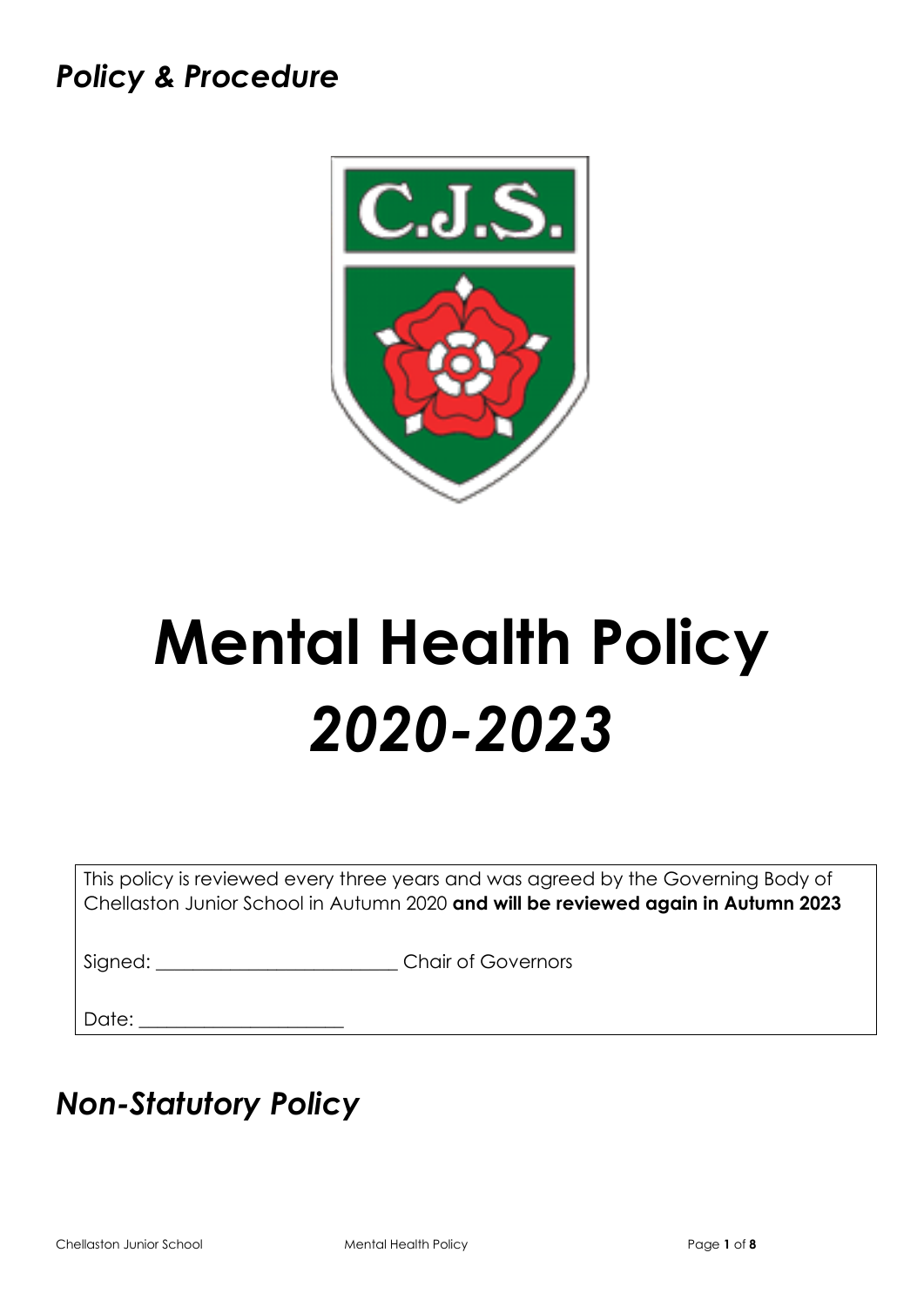*Policy & Procedure*

# Mental Health Policy

# *2020-2023*

This policy is reviewed every three years and was agreed by the Governing Body of Chellaston Junior School in Autumn 2020 **and will be reviewed again in Autumn 2023**

Signed: _________________________ Chair of Governors

Date: _____________________

## *Non-Statutory Policy*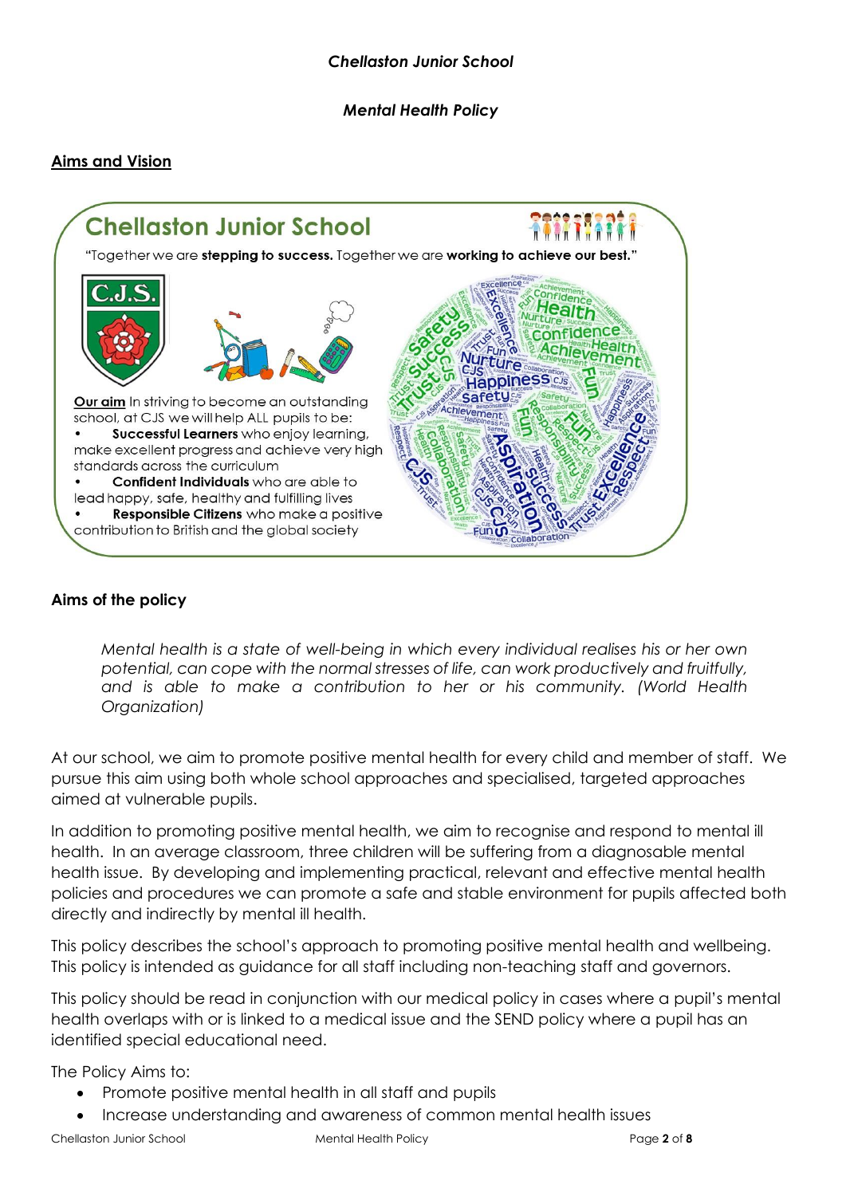*Chellaston Junior School*

*Mental Health Policy*

## Aims and Vision

**Chellaston Junior School**

"Together we are **stepping to success.** Together we are **working to achieve our best.**"

**Our aim** In striving to become an outstanding school, at CJS we will help ALL pupils to be:

- **Successful Learners** who enjoy learning, make excellent progress and achieve very high standards across the curriculum
- **Confident Individuals** who are able to lead happy, safe, healthy and fulfilling lives
- **Responsible Citizens** who make a positive contribution to British and the global society

## Aims of the policy

> *Mental health is a state of well-being in which every individual realises his or her own potential, can cope with the normal stresses of life, can work productively and fruitfully, and is able to make a contribution to her or his community. (World Health Organization)*

At our school, we aim to promote positive mental health for every child and member of staff. We pursue this aim using both whole school approaches and specialised, targeted approaches aimed at vulnerable pupils.

In addition to promoting positive mental health, we aim to recognise and respond to mental ill health. In an average classroom, three children will be suffering from a diagnosable mental health issue. By developing and implementing practical, relevant and effective mental health policies and procedures we can promote a safe and stable environment for pupils affected both directly and indirectly by mental ill health.

This policy describes the school's approach to promoting positive mental health and wellbeing. This policy is intended as guidance for all staff including non-teaching staff and governors.

This policy should be read in conjunction with our medical policy in cases where a pupil's mental health overlaps with or is linked to a medical issue and the SEND policy where a pupil has an identified special educational need.

The Policy Aims to:

- Promote positive mental health in all staff and pupils
- Increase understanding and awareness of common mental health issues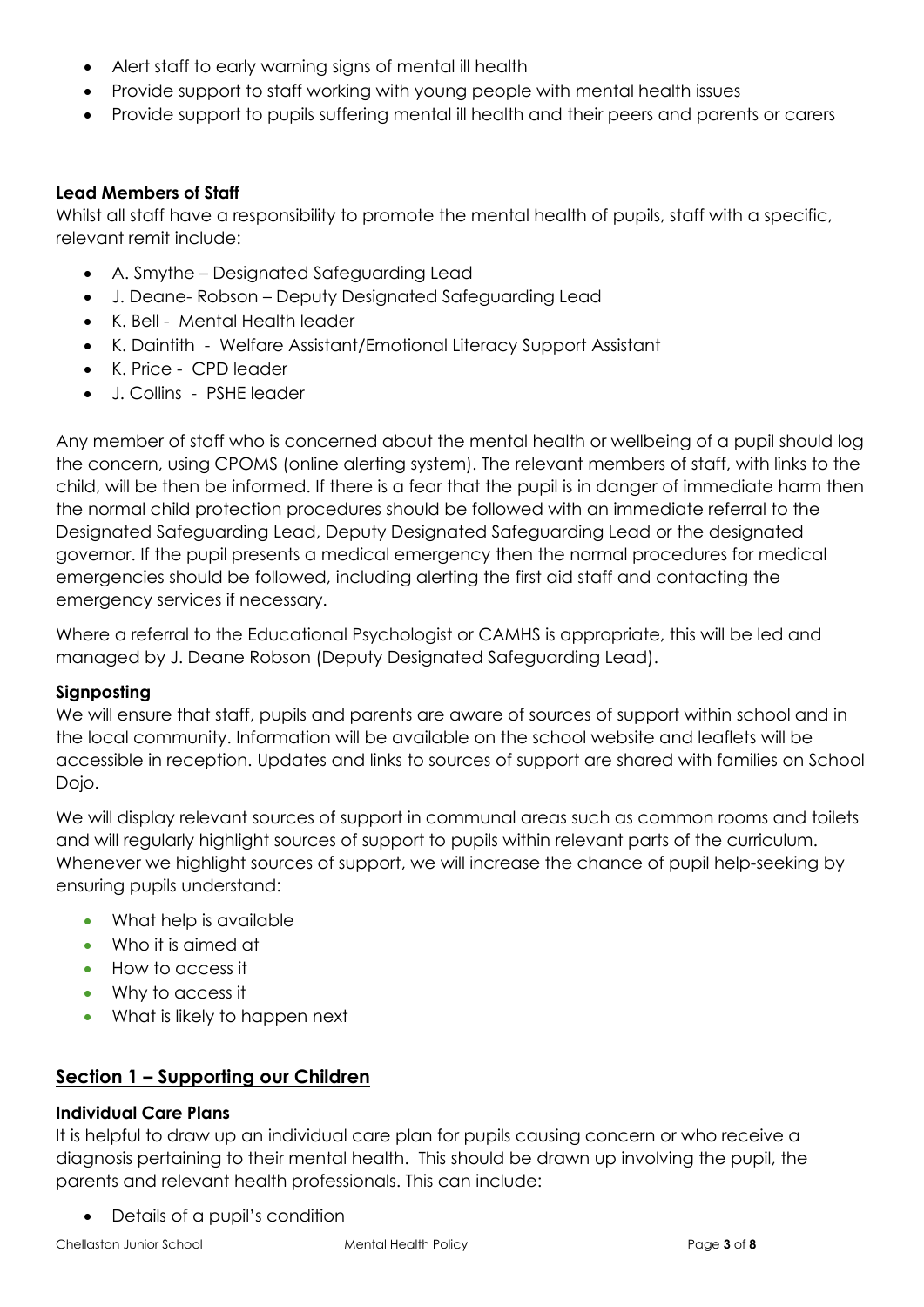- Alert staff to early warning signs of mental ill health
- Provide support to staff working with young people with mental health issues
- Provide support to pupils suffering mental ill health and their peers and parents or carers

**Lead Members of Staff**

Whilst all staff have a responsibility to promote the mental health of pupils, staff with a specific, relevant remit include:

- A. Smythe – Designated Safeguarding Lead
- J. Deane- Robson – Deputy Designated Safeguarding Lead
- K. Bell - Mental Health leader
- K. Daintith - Welfare Assistant/Emotional Literacy Support Assistant
- K. Price - CPD leader
- J. Collins - PSHE leader

Any member of staff who is concerned about the mental health or wellbeing of a pupil should log the concern, using CPOMS (online alerting system). The relevant members of staff, with links to the child, will be then be informed. If there is a fear that the pupil is in danger of immediate harm then the normal child protection procedures should be followed with an immediate referral to the Designated Safeguarding Lead, Deputy Designated Safeguarding Lead or the designated governor. If the pupil presents a medical emergency then the normal procedures for medical emergencies should be followed, including alerting the first aid staff and contacting the emergency services if necessary.

Where a referral to the Educational Psychologist or CAMHS is appropriate, this will be led and managed by J. Deane Robson (Deputy Designated Safeguarding Lead).

**Signposting**

We will ensure that staff, pupils and parents are aware of sources of support within school and in the local community. Information will be available on the school website and leaflets will be accessible in reception. Updates and links to sources of support are shared with families on School Dojo.

We will display relevant sources of support in communal areas such as common rooms and toilets and will regularly highlight sources of support to pupils within relevant parts of the curriculum. Whenever we highlight sources of support, we will increase the chance of pupil help-seeking by ensuring pupils understand:

- What help is available
- Who it is aimed at
- How to access it
- Why to access it
- What is likely to happen next

## Section 1 – Supporting our Children

**Individual Care Plans**

It is helpful to draw up an individual care plan for pupils causing concern or who receive a diagnosis pertaining to their mental health. This should be drawn up involving the pupil, the parents and relevant health professionals. This can include:

- Details of a pupil's condition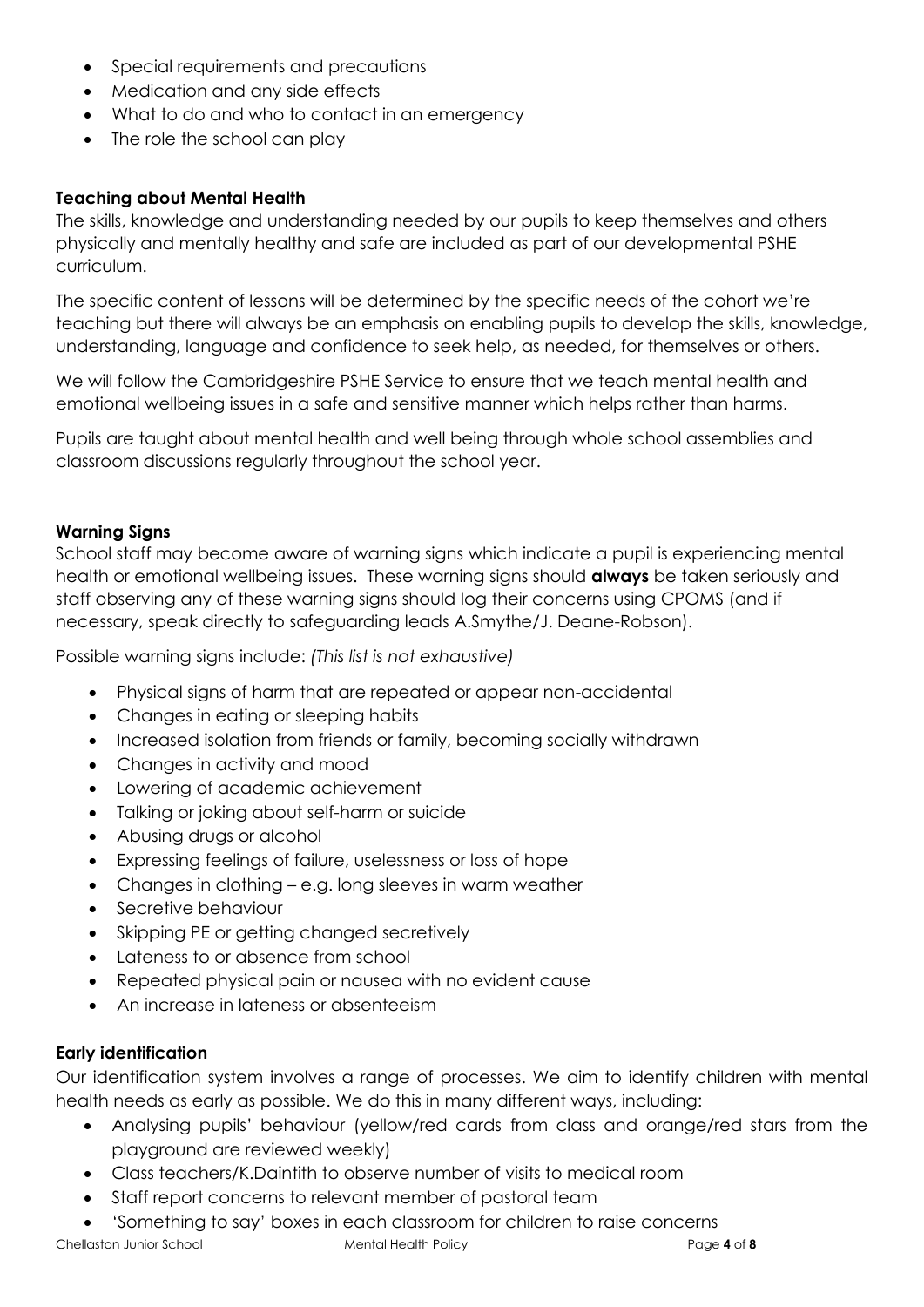- Special requirements and precautions
- Medication and any side effects
- What to do and who to contact in an emergency
- The role the school can play

**Teaching about Mental Health**

The skills, knowledge and understanding needed by our pupils to keep themselves and others physically and mentally healthy and safe are included as part of our developmental PSHE curriculum.

The specific content of lessons will be determined by the specific needs of the cohort we're teaching but there will always be an emphasis on enabling pupils to develop the skills, knowledge, understanding, language and confidence to seek help, as needed, for themselves or others.

We will follow the Cambridgeshire PSHE Service to ensure that we teach mental health and emotional wellbeing issues in a safe and sensitive manner which helps rather than harms.

Pupils are taught about mental health and well being through whole school assemblies and classroom discussions regularly throughout the school year.

**Warning Signs**

School staff may become aware of warning signs which indicate a pupil is experiencing mental health or emotional wellbeing issues. These warning signs should **always** be taken seriously and staff observing any of these warning signs should log their concerns using CPOMS (and if necessary, speak directly to safeguarding leads A.Smythe/J. Deane-Robson).

Possible warning signs include: *(This list is not exhaustive)*

- Physical signs of harm that are repeated or appear non-accidental
- Changes in eating or sleeping habits
- Increased isolation from friends or family, becoming socially withdrawn
- Changes in activity and mood
- Lowering of academic achievement
- Talking or joking about self-harm or suicide
- Abusing drugs or alcohol
- Expressing feelings of failure, uselessness or loss of hope
- Changes in clothing – e.g. long sleeves in warm weather
- Secretive behaviour
- Skipping PE or getting changed secretively
- Lateness to or absence from school
- Repeated physical pain or nausea with no evident cause
- An increase in lateness or absenteeism

**Early identification**

Our identification system involves a range of processes. We aim to identify children with mental health needs as early as possible. We do this in many different ways, including:

- Analysing pupils' behaviour (yellow/red cards from class and orange/red stars from the playground are reviewed weekly)
- Class teachers/K.Daintith to observe number of visits to medical room
- Staff report concerns to relevant member of pastoral team
- 'Something to say' boxes in each classroom for children to raise concerns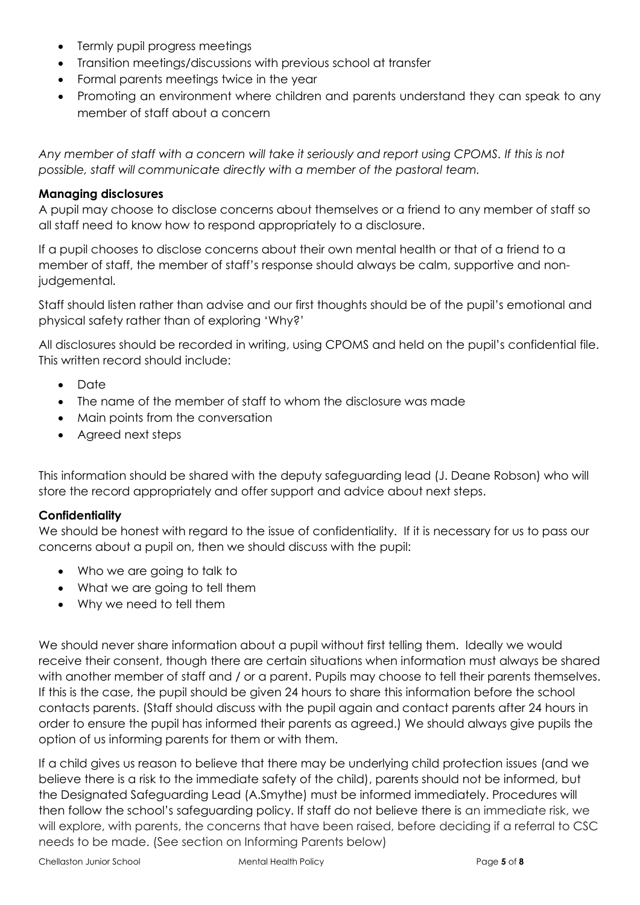- Termly pupil progress meetings
- Transition meetings/discussions with previous school at transfer
- Formal parents meetings twice in the year
- Promoting an environment where children and parents understand they can speak to any member of staff about a concern

*Any member of staff with a concern will take it seriously and report using CPOMS. If this is not possible, staff will communicate directly with a member of the pastoral team.*

**Managing disclosures**

A pupil may choose to disclose concerns about themselves or a friend to any member of staff so all staff need to know how to respond appropriately to a disclosure.

If a pupil chooses to disclose concerns about their own mental health or that of a friend to a member of staff, the member of staff's response should always be calm, supportive and non-judgemental.

Staff should listen rather than advise and our first thoughts should be of the pupil's emotional and physical safety rather than of exploring 'Why?'

All disclosures should be recorded in writing, using CPOMS and held on the pupil's confidential file. This written record should include:

- Date
- The name of the member of staff to whom the disclosure was made
- Main points from the conversation
- Agreed next steps

This information should be shared with the deputy safeguarding lead (J. Deane Robson) who will store the record appropriately and offer support and advice about next steps.

**Confidentiality**

We should be honest with regard to the issue of confidentiality. If it is necessary for us to pass our concerns about a pupil on, then we should discuss with the pupil:

- Who we are going to talk to
- What we are going to tell them
- Why we need to tell them

We should never share information about a pupil without first telling them. Ideally we would receive their consent, though there are certain situations when information must always be shared with another member of staff and / or a parent. Pupils may choose to tell their parents themselves. If this is the case, the pupil should be given 24 hours to share this information before the school contacts parents. (Staff should discuss with the pupil again and contact parents after 24 hours in order to ensure the pupil has informed their parents as agreed.) We should always give pupils the option of us informing parents for them or with them.

If a child gives us reason to believe that there may be underlying child protection issues (and we believe there is a risk to the immediate safety of the child), parents should not be informed, but the Designated Safeguarding Lead (A.Smythe) must be informed immediately. Procedures will then follow the school's safeguarding policy. If staff do not believe there is an immediate risk, we will explore, with parents, the concerns that have been raised, before deciding if a referral to CSC needs to be made. (See section on Informing Parents below)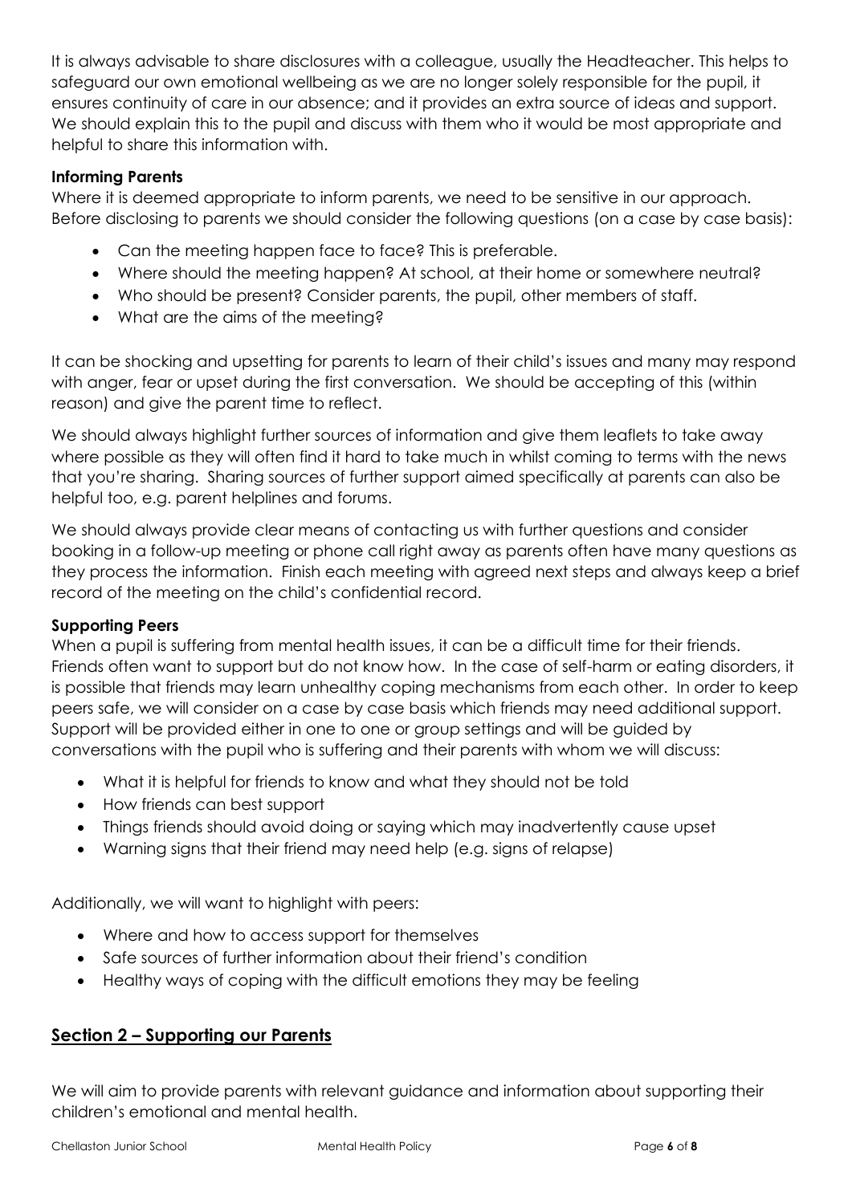It is always advisable to share disclosures with a colleague, usually the Headteacher. This helps to safeguard our own emotional wellbeing as we are no longer solely responsible for the pupil, it ensures continuity of care in our absence; and it provides an extra source of ideas and support. We should explain this to the pupil and discuss with them who it would be most appropriate and helpful to share this information with.

**Informing Parents**

Where it is deemed appropriate to inform parents, we need to be sensitive in our approach. Before disclosing to parents we should consider the following questions (on a case by case basis):

- Can the meeting happen face to face? This is preferable.
- Where should the meeting happen? At school, at their home or somewhere neutral?
- Who should be present? Consider parents, the pupil, other members of staff.
- What are the aims of the meeting?

It can be shocking and upsetting for parents to learn of their child's issues and many may respond with anger, fear or upset during the first conversation. We should be accepting of this (within reason) and give the parent time to reflect.

We should always highlight further sources of information and give them leaflets to take away where possible as they will often find it hard to take much in whilst coming to terms with the news that you're sharing. Sharing sources of further support aimed specifically at parents can also be helpful too, e.g. parent helplines and forums.

We should always provide clear means of contacting us with further questions and consider booking in a follow-up meeting or phone call right away as parents often have many questions as they process the information. Finish each meeting with agreed next steps and always keep a brief record of the meeting on the child's confidential record.

**Supporting Peers**

When a pupil is suffering from mental health issues, it can be a difficult time for their friends. Friends often want to support but do not know how. In the case of self-harm or eating disorders, it is possible that friends may learn unhealthy coping mechanisms from each other. In order to keep peers safe, we will consider on a case by case basis which friends may need additional support. Support will be provided either in one to one or group settings and will be guided by conversations with the pupil who is suffering and their parents with whom we will discuss:

- What it is helpful for friends to know and what they should not be told
- How friends can best support
- Things friends should avoid doing or saying which may inadvertently cause upset
- Warning signs that their friend may need help (e.g. signs of relapse)

Additionally, we will want to highlight with peers:

- Where and how to access support for themselves
- Safe sources of further information about their friend's condition
- Healthy ways of coping with the difficult emotions they may be feeling

## Section 2 – Supporting our Parents

We will aim to provide parents with relevant guidance and information about supporting their children's emotional and mental health.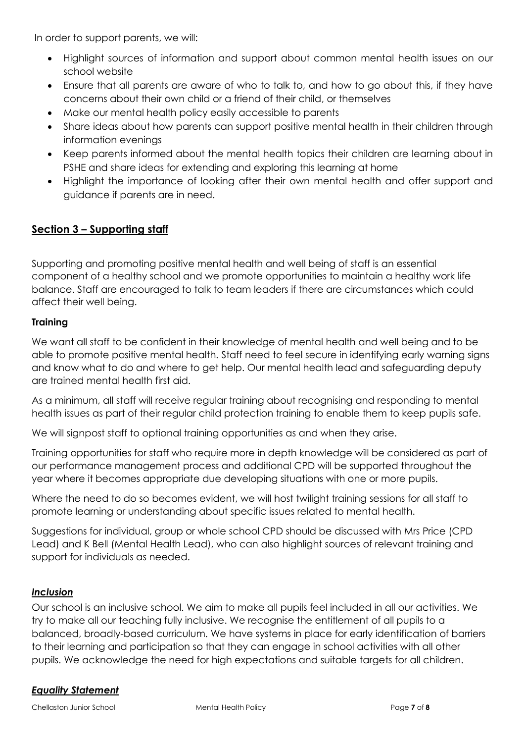In order to support parents, we will:

- Highlight sources of information and support about common mental health issues on our school website
- Ensure that all parents are aware of who to talk to, and how to go about this, if they have concerns about their own child or a friend of their child, or themselves
- Make our mental health policy easily accessible to parents
- Share ideas about how parents can support positive mental health in their children through information evenings
- Keep parents informed about the mental health topics their children are learning about in PSHE and share ideas for extending and exploring this learning at home
- Highlight the importance of looking after their own mental health and offer support and guidance if parents are in need.

## Section 3 – Supporting staff

Supporting and promoting positive mental health and well being of staff is an essential component of a healthy school and we promote opportunities to maintain a healthy work life balance. Staff are encouraged to talk to team leaders if there are circumstances which could affect their well being.

### Training

We want all staff to be confident in their knowledge of mental health and well being and to be able to promote positive mental health. Staff need to feel secure in identifying early warning signs and know what to do and where to get help. Our mental health lead and safeguarding deputy are trained mental health first aid.

As a minimum, all staff will receive regular training about recognising and responding to mental health issues as part of their regular child protection training to enable them to keep pupils safe.

We will signpost staff to optional training opportunities as and when they arise.

Training opportunities for staff who require more in depth knowledge will be considered as part of our performance management process and additional CPD will be supported throughout the year where it becomes appropriate due developing situations with one or more pupils.

Where the need to do so becomes evident, we will host twilight training sessions for all staff to promote learning or understanding about specific issues related to mental health.

Suggestions for individual, group or whole school CPD should be discussed with Mrs Price (CPD Lead) and K Bell (Mental Health Lead), who can also highlight sources of relevant training and support for individuals as needed.

### *Inclusion*

Our school is an inclusive school. We aim to make all pupils feel included in all our activities. We try to make all our teaching fully inclusive. We recognise the entitlement of all pupils to a balanced, broadly-based curriculum. We have systems in place for early identification of barriers to their learning and participation so that they can engage in school activities with all other pupils. We acknowledge the need for high expectations and suitable targets for all children.

### *Equality Statement*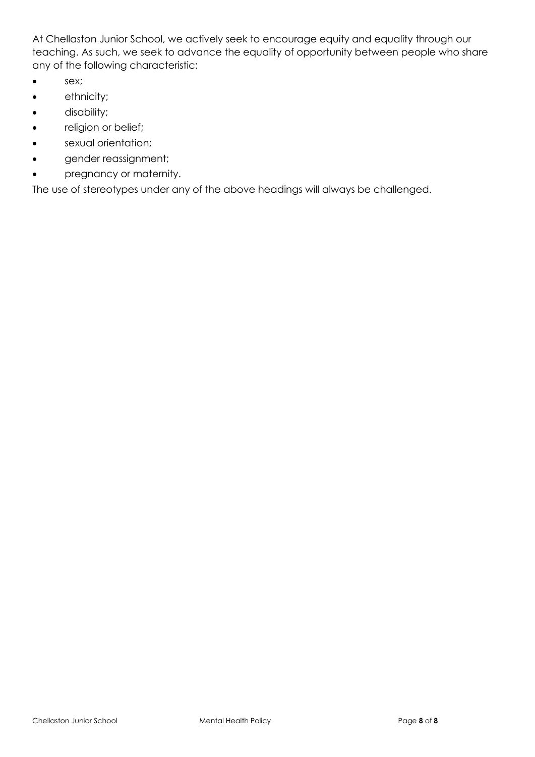At Chellaston Junior School, we actively seek to encourage equity and equality through our teaching. As such, we seek to advance the equality of opportunity between people who share any of the following characteristic:

- sex;
- ethnicity;
- disability;
- religion or belief;
- sexual orientation;
- gender reassignment;
- pregnancy or maternity.

The use of stereotypes under any of the above headings will always be challenged.